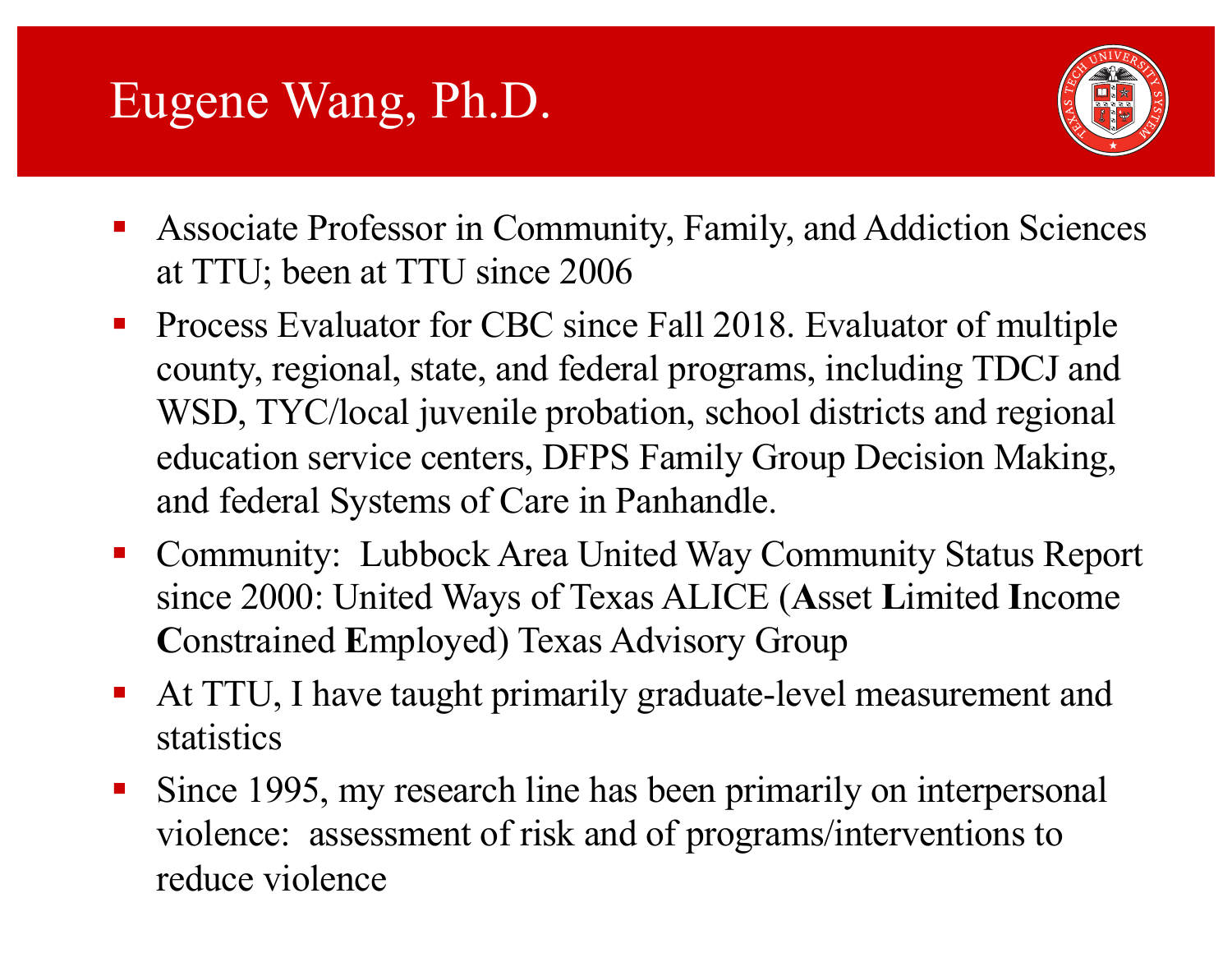# Eugene Wang, Ph.D.

- Associate Professor in Community, Family, and Addiction Sciences at TTU; been at TTU since 2006
- Process Evaluator for CBC since Fall 2018. Evaluator of multiple county, regional, state, and federal programs, including TDCJ and WSD, TYC/local juvenile probation, school districts and regional education service centers, DFPS Family Group Decision Making, and federal Systems of Care in Panhandle.
- Community: Lubbock Area United Way Community Status Report since 2000: United Ways of Texas ALICE (**A**sset **L**imited **I**ncome **C**onstrained **E**mployed) Texas Advisory Group
- At TTU, I have taught primarily graduate-level measurement and statistics
- Since 1995, my research line has been primarily on interpersonal violence: assessment of risk and of programs/interventions to reduce violence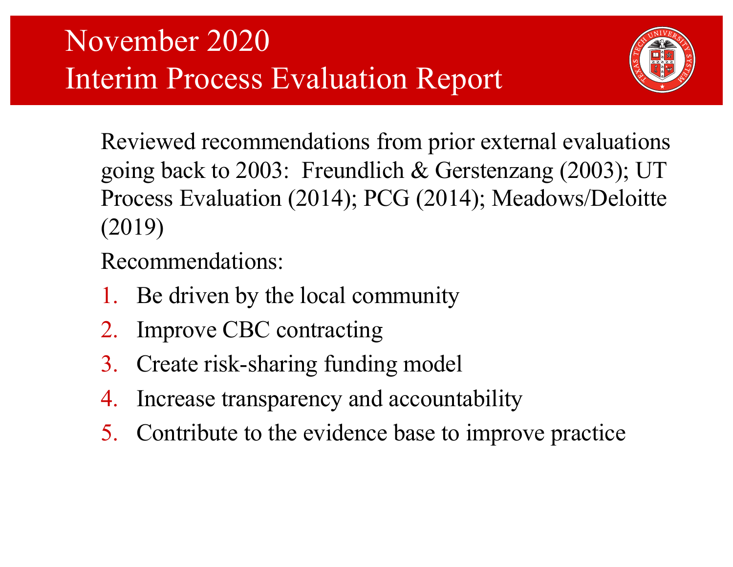# November 2020 Interim Process Evaluation Report

Reviewed recommendations from prior external evaluations going back to 2003: Freundlich & Gerstenzang (2003); UT Process Evaluation (2014); PCG (2014); Meadows/Deloitte (2019)

Recommendations:

1. Be driven by the local community
2. Improve CBC contracting
3. Create risk-sharing funding model
4. Increase transparency and accountability
5. Contribute to the evidence base to improve practice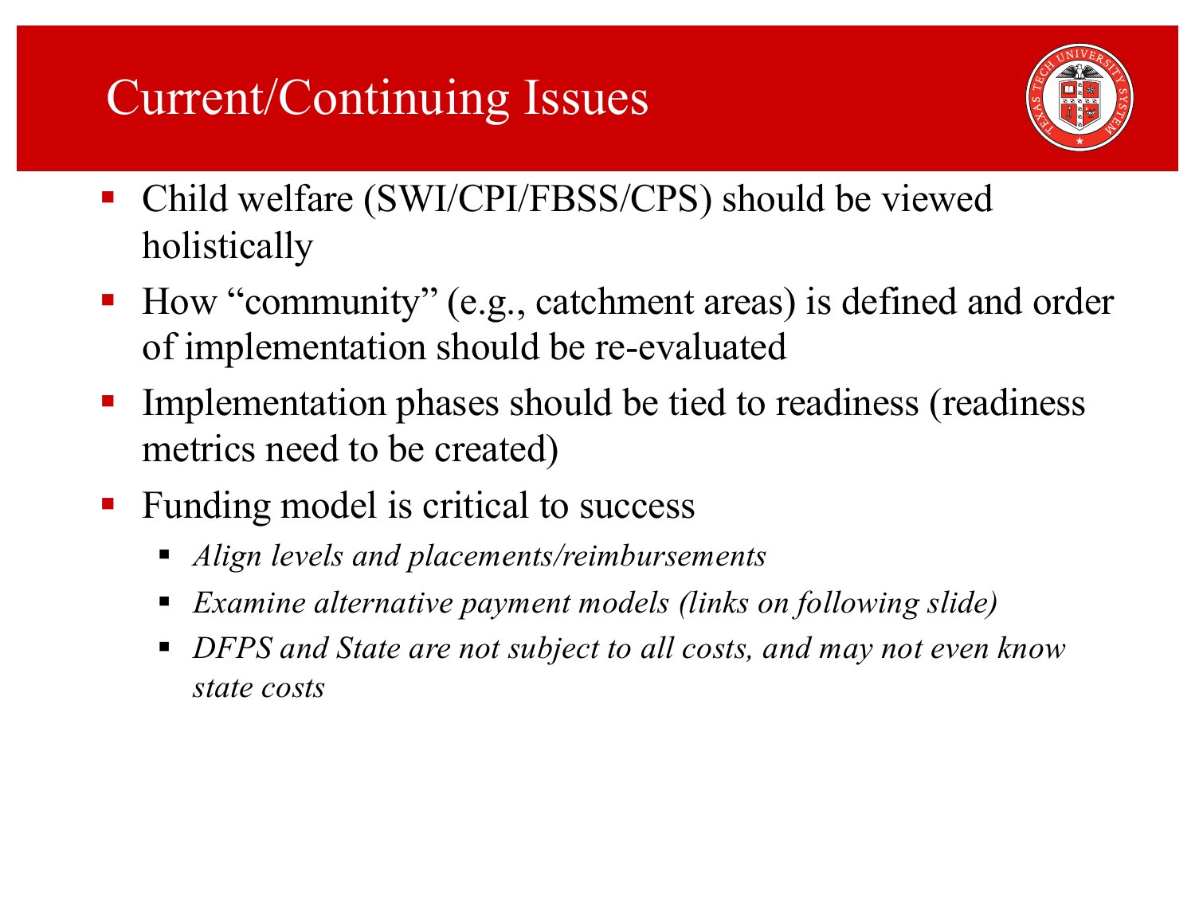# Current/Continuing Issues

- Child welfare (SWI/CPI/FBSS/CPS) should be viewed holistically
- How “community” (e.g., catchment areas) is defined and order of implementation should be re-evaluated
- Implementation phases should be tied to readiness (readiness metrics need to be created)
- Funding model is critical to success
  - *Align levels and placements/reimbursements*
  - *Examine alternative payment models (links on following slide)*
  - *DFPS and State are not subject to all costs, and may not even know state costs*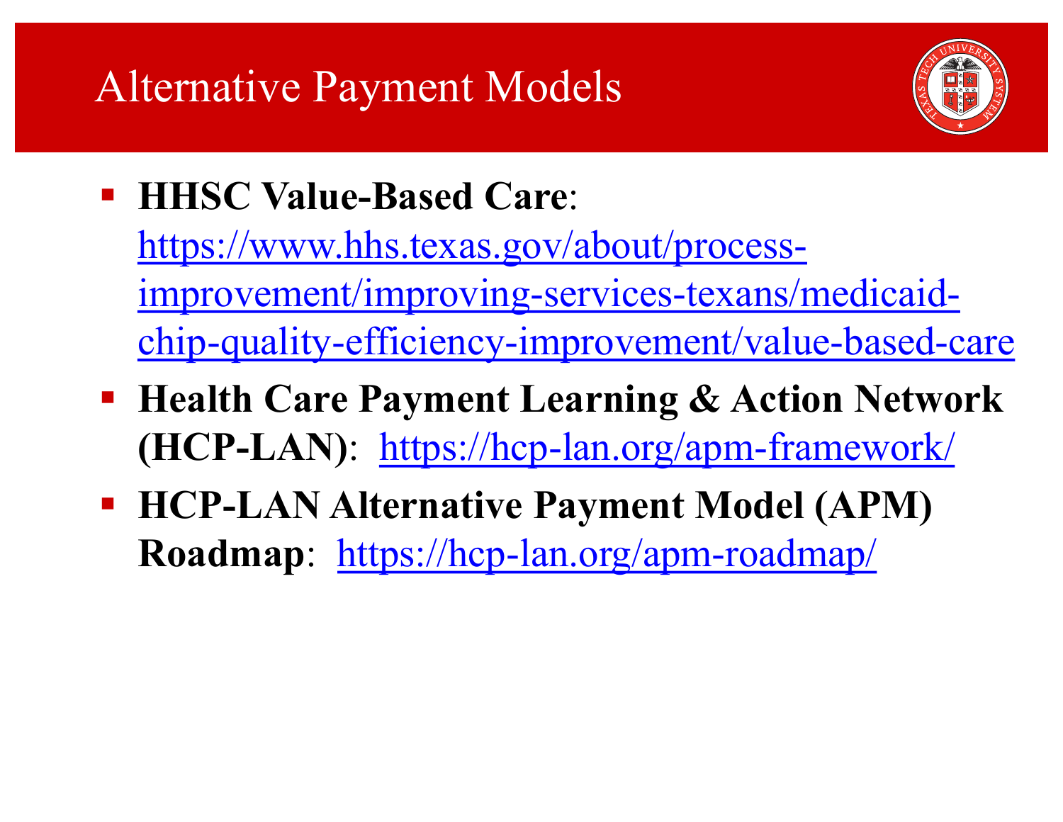# Alternative Payment Models

- **HHSC Value-Based Care**: https://www.hhs.texas.gov/about/process-improvement/improving-services-texans/medicaid-chip-quality-efficiency-improvement/value-based-care
- **Health Care Payment Learning & Action Network (HCP-LAN)**: https://hcp-lan.org/apm-framework/
- **HCP-LAN Alternative Payment Model (APM) Roadmap**: https://hcp-lan.org/apm-roadmap/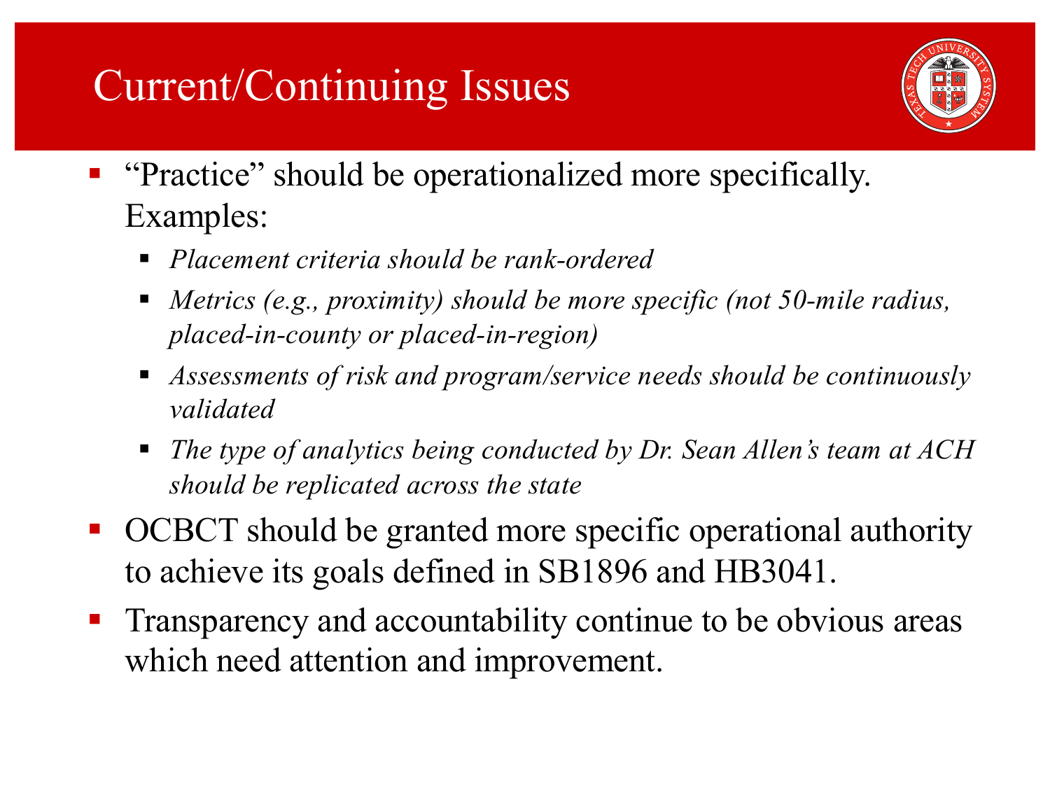# Current/Continuing Issues

- "Practice" should be operationalized more specifically. Examples:
  - *Placement criteria should be rank-ordered*
  - *Metrics (e.g., proximity) should be more specific (not 50-mile radius, placed-in-county or placed-in-region)*
  - *Assessments of risk and program/service needs should be continuously validated*
  - *The type of analytics being conducted by Dr. Sean Allen's team at ACH should be replicated across the state*
- OCBCT should be granted more specific operational authority to achieve its goals defined in SB1896 and HB3041.
- Transparency and accountability continue to be obvious areas which need attention and improvement.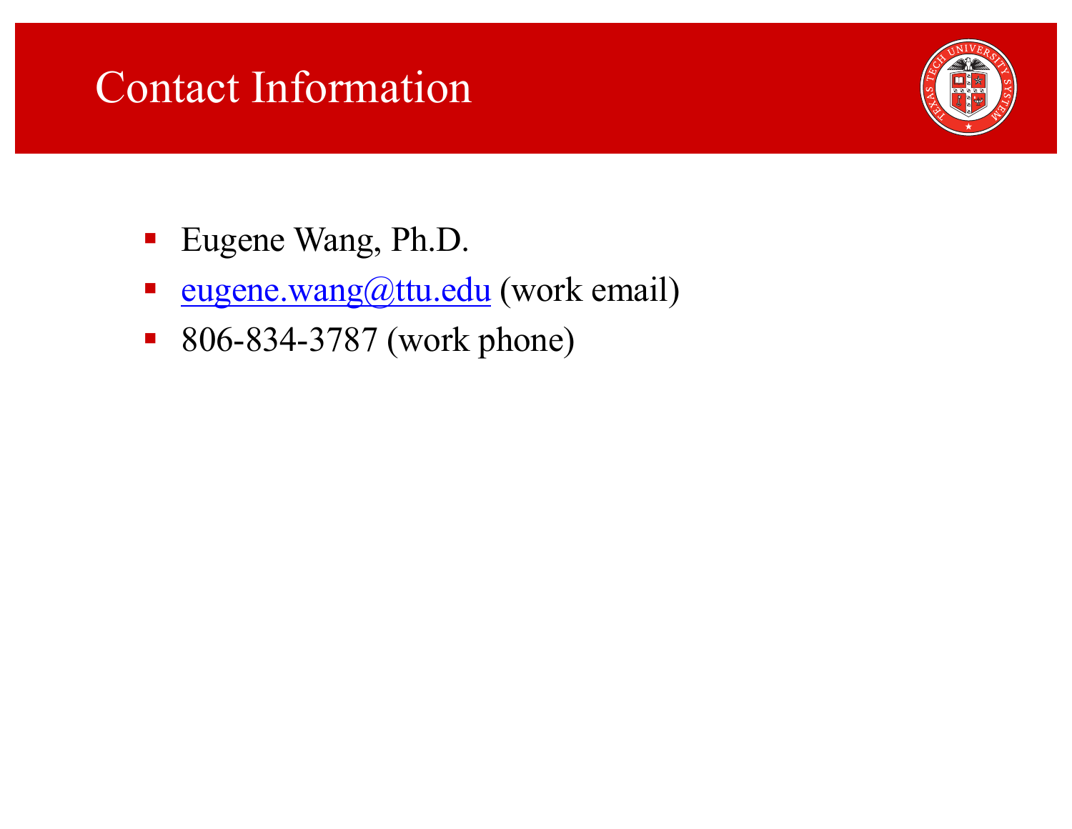# Contact Information

- Eugene Wang, Ph.D.
- [eugene.wang@ttu.edu](mailto:eugene.wang@ttu.edu) (work email)
- 806-834-3787 (work phone)